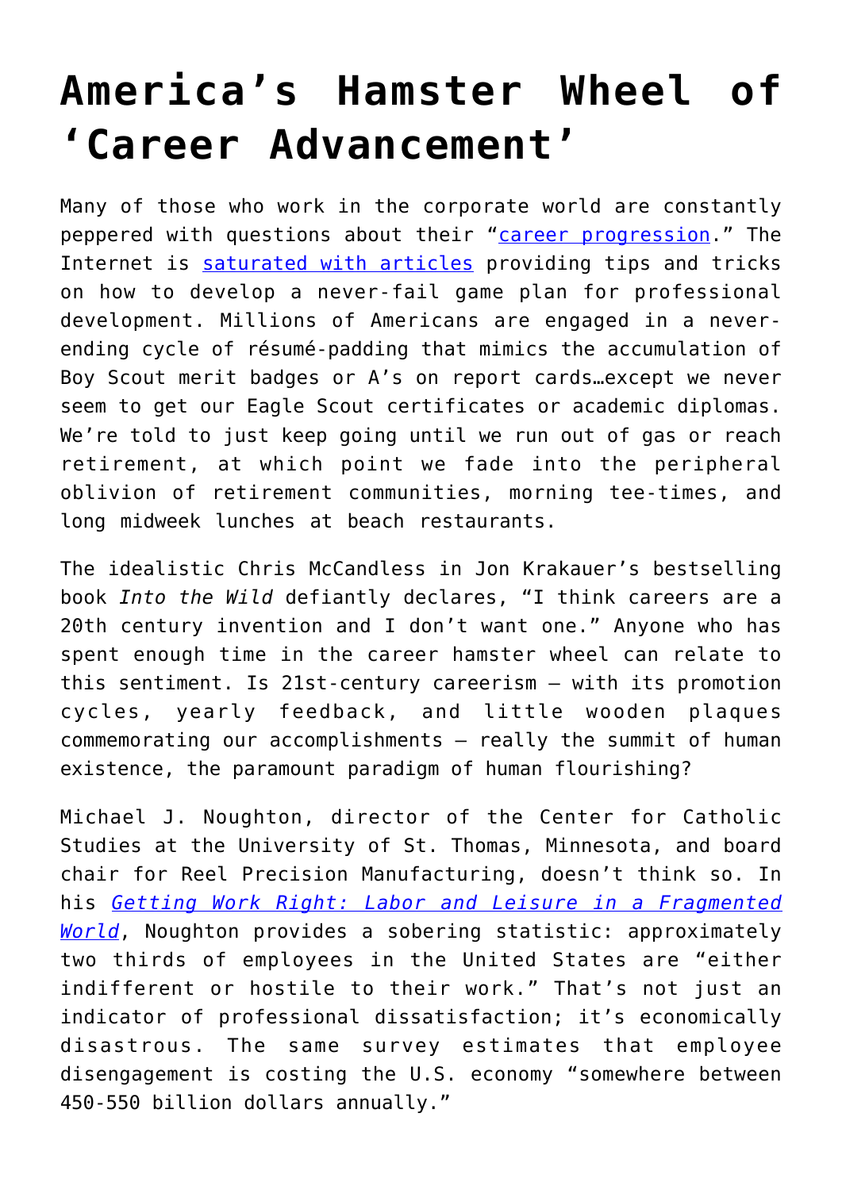# America's Hamster Wheel of 'Career Advancement'

Many of those who work in the corporate world are constantly peppered with questions about their "career progression." The Internet is saturated with articles providing tips and tricks on how to develop a never-fail game plan for professional development. Millions of Americans are engaged in a never-ending cycle of résumé-padding that mimics the accumulation of Boy Scout merit badges or A's on report cards…except we never seem to get our Eagle Scout certificates or academic diplomas. We're told to just keep going until we run out of gas or reach retirement, at which point we fade into the peripheral oblivion of retirement communities, morning tee-times, and long midweek lunches at beach restaurants.

The idealistic Chris McCandless in Jon Krakauer's bestselling book *Into the Wild* defiantly declares, "I think careers are a 20th century invention and I don't want one." Anyone who has spent enough time in the career hamster wheel can relate to this sentiment. Is 21st-century careerism – with its promotion cycles, yearly feedback, and little wooden plaques commemorating our accomplishments – really the summit of human existence, the paramount paradigm of human flourishing?

Michael J. Noughton, director of the Center for Catholic Studies at the University of St. Thomas, Minnesota, and board chair for Reel Precision Manufacturing, doesn't think so. In his *Getting Work Right: Labor and Leisure in a Fragmented World*, Noughton provides a sobering statistic: approximately two thirds of employees in the United States are "either indifferent or hostile to their work." That's not just an indicator of professional dissatisfaction; it's economically disastrous. The same survey estimates that employee disengagement is costing the U.S. economy "somewhere between 450-550 billion dollars annually."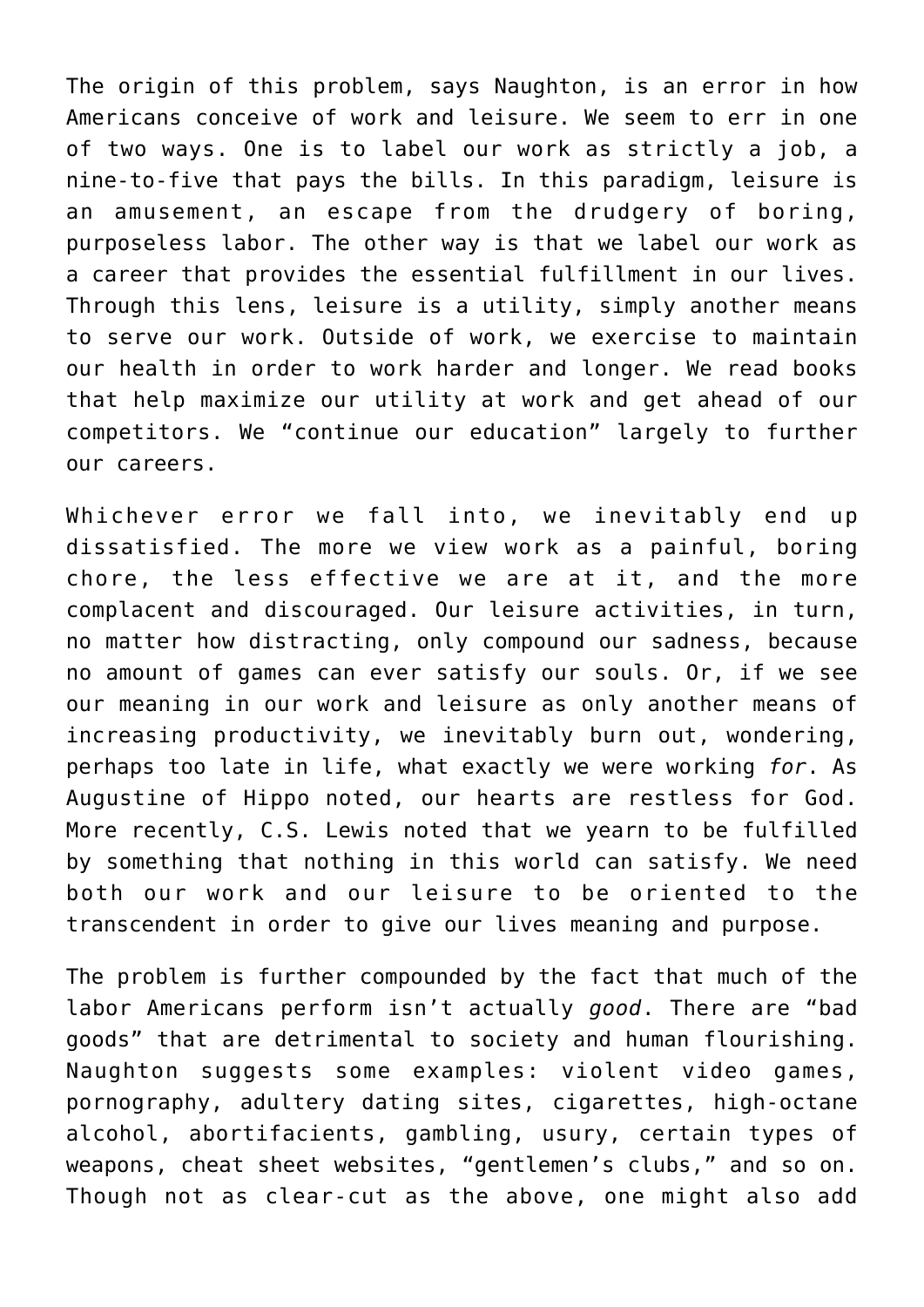The origin of this problem, says Naughton, is an error in how Americans conceive of work and leisure. We seem to err in one of two ways. One is to label our work as strictly a job, a nine-to-five that pays the bills. In this paradigm, leisure is an amusement, an escape from the drudgery of boring, purposeless labor. The other way is that we label our work as a career that provides the essential fulfillment in our lives. Through this lens, leisure is a utility, simply another means to serve our work. Outside of work, we exercise to maintain our health in order to work harder and longer. We read books that help maximize our utility at work and get ahead of our competitors. We "continue our education" largely to further our careers.

Whichever error we fall into, we inevitably end up dissatisfied. The more we view work as a painful, boring chore, the less effective we are at it, and the more complacent and discouraged. Our leisure activities, in turn, no matter how distracting, only compound our sadness, because no amount of games can ever satisfy our souls. Or, if we see our meaning in our work and leisure as only another means of increasing productivity, we inevitably burn out, wondering, perhaps too late in life, what exactly we were working *for*. As Augustine of Hippo noted, our hearts are restless for God. More recently, C.S. Lewis noted that we yearn to be fulfilled by something that nothing in this world can satisfy. We need both our work and our leisure to be oriented to the transcendent in order to give our lives meaning and purpose.

The problem is further compounded by the fact that much of the labor Americans perform isn't actually *good*. There are "bad goods" that are detrimental to society and human flourishing. Naughton suggests some examples: violent video games, pornography, adultery dating sites, cigarettes, high-octane alcohol, abortifacients, gambling, usury, certain types of weapons, cheat sheet websites, "gentlemen's clubs," and so on. Though not as clear-cut as the above, one might also add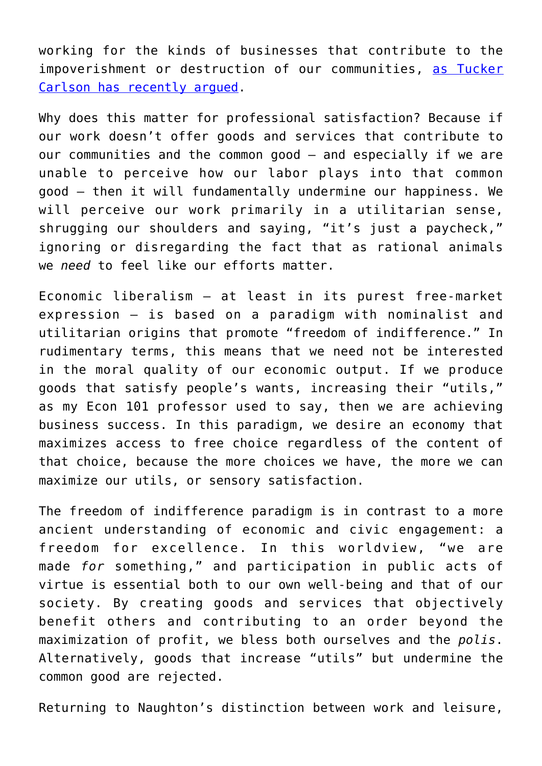working for the kinds of businesses that contribute to the impoverishment or destruction of our communities, [as Tucker Carlson has recently argued](#).

Why does this matter for professional satisfaction? Because if our work doesn't offer goods and services that contribute to our communities and the common good – and especially if we are unable to perceive how our labor plays into that common good – then it will fundamentally undermine our happiness. We will perceive our work primarily in a utilitarian sense, shrugging our shoulders and saying, "it's just a paycheck," ignoring or disregarding the fact that as rational animals we *need* to feel like our efforts matter.

Economic liberalism – at least in its purest free-market expression – is based on a paradigm with nominalist and utilitarian origins that promote "freedom of indifference." In rudimentary terms, this means that we need not be interested in the moral quality of our economic output. If we produce goods that satisfy people's wants, increasing their "utils," as my Econ 101 professor used to say, then we are achieving business success. In this paradigm, we desire an economy that maximizes access to free choice regardless of the content of that choice, because the more choices we have, the more we can maximize our utils, or sensory satisfaction.

The freedom of indifference paradigm is in contrast to a more ancient understanding of economic and civic engagement: a freedom for excellence. In this worldview, "we are made *for* something," and participation in public acts of virtue is essential both to our own well-being and that of our society. By creating goods and services that objectively benefit others and contributing to an order beyond the maximization of profit, we bless both ourselves and the *polis*. Alternatively, goods that increase "utils" but undermine the common good are rejected.

Returning to Naughton's distinction between work and leisure,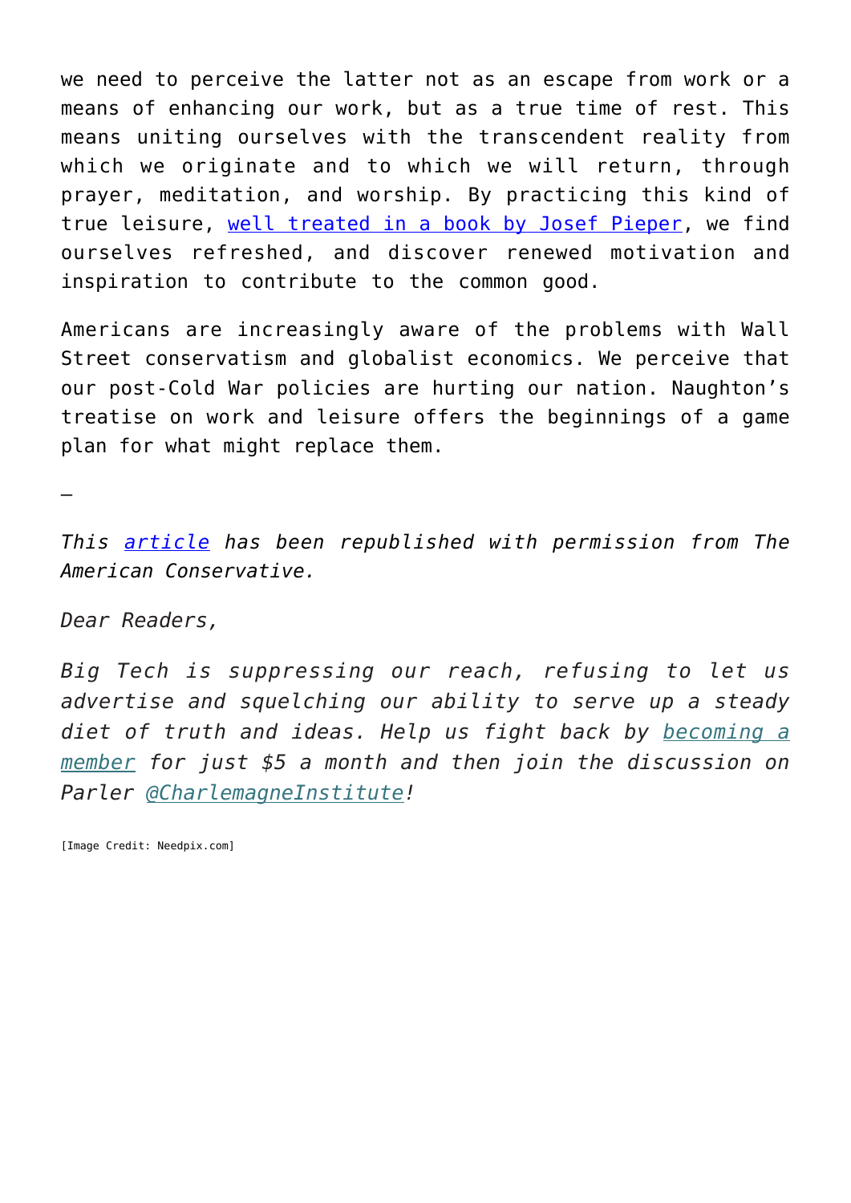we need to perceive the latter not as an escape from work or a means of enhancing our work, but as a true time of rest. This means uniting ourselves with the transcendent reality from which we originate and to which we will return, through prayer, meditation, and worship. By practicing this kind of true leisure, well treated in a book by Josef Pieper, we find ourselves refreshed, and discover renewed motivation and inspiration to contribute to the common good.

Americans are increasingly aware of the problems with Wall Street conservatism and globalist economics. We perceive that our post-Cold War policies are hurting our nation. Naughton's treatise on work and leisure offers the beginnings of a game plan for what might replace them.

—

*This article has been republished with permission from The American Conservative.*

*Dear Readers,*

*Big Tech is suppressing our reach, refusing to let us advertise and squelching our ability to serve up a steady diet of truth and ideas. Help us fight back by becoming a member for just $5 a month and then join the discussion on Parler @CharlemagneInstitute!*

[Image Credit: Needpix.com]